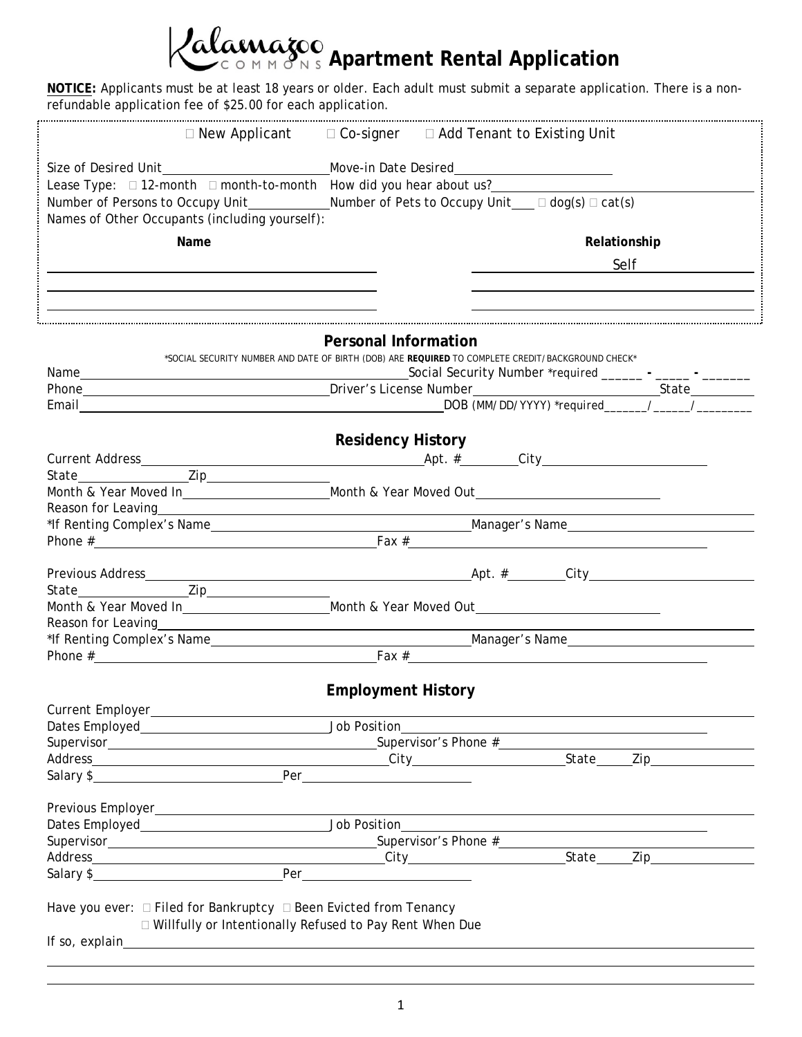# Kalamazoo Commons Apartment Rental Application

**NOTICE:** Applicants must be at least 18 years or older. Each adult must submit a separate application. There is a non-refundable application fee of $25.00 for each application.

☐ New Applicant ☐ Co-signer ☐ Add Tenant to Existing Unit

Size of Desired Unit\_\_\_\_\_\_\_\_\_\_\_\_ Move-in Date Desired\_\_\_\_\_\_\_\_\_\_\_\_

Lease Type: ☐ 12-month ☐ month-to-month How did you hear about us?\_\_\_\_\_\_\_\_\_\_\_\_

Number of Persons to Occupy Unit\_\_\_\_\_\_ Number of Pets to Occupy Unit\_\_\_ ☐ dog(s) ☐ cat(s)

Names of Other Occupants (including yourself):

| Name | Relationship |
|---|---|
| | Self |
| | |
| | |

## Personal Information

*SOCIAL SECURITY NUMBER AND DATE OF BIRTH (DOB) ARE **REQUIRED** TO COMPLETE CREDIT/BACKGROUND CHECK*

Name\_\_\_\_\_\_\_\_\_\_\_\_ Social Security Number *required \_\_\_\_\_\_ - \_\_\_\_\_ - \_\_\_\_\_\_\_

Phone\_\_\_\_\_\_\_\_\_\_\_\_ Driver's License Number\_\_\_\_\_\_\_\_\_\_\_\_ State\_\_\_\_\_\_

Email\_\_\_\_\_\_\_\_\_\_\_\_ DOB (MM/DD/YYYY) *required\_\_\_\_\_\_/\_\_\_\_\_\_/\_\_\_\_\_\_\_\_

## Residency History

Current Address\_\_\_\_\_\_\_\_\_\_\_\_ Apt. #\_\_\_\_\_\_ City\_\_\_\_\_\_\_\_\_\_\_\_

State\_\_\_\_\_\_ Zip\_\_\_\_\_\_

Month & Year Moved In\_\_\_\_\_\_\_\_\_\_\_\_ Month & Year Moved Out\_\_\_\_\_\_\_\_\_\_\_\_

Reason for Leaving\_\_\_\_\_\_\_\_\_\_\_\_

*If Renting Complex's Name\_\_\_\_\_\_\_\_\_\_\_\_ Manager's Name\_\_\_\_\_\_\_\_\_\_\_\_

Phone #\_\_\_\_\_\_\_\_\_\_\_\_ Fax #\_\_\_\_\_\_\_\_\_\_\_\_

Previous Address\_\_\_\_\_\_\_\_\_\_\_\_ Apt. #\_\_\_\_\_\_ City\_\_\_\_\_\_\_\_\_\_\_\_

State\_\_\_\_\_\_ Zip\_\_\_\_\_\_

Month & Year Moved In\_\_\_\_\_\_\_\_\_\_\_\_ Month & Year Moved Out\_\_\_\_\_\_\_\_\_\_\_\_

Reason for Leaving\_\_\_\_\_\_\_\_\_\_\_\_

*If Renting Complex's Name\_\_\_\_\_\_\_\_\_\_\_\_ Manager's Name\_\_\_\_\_\_\_\_\_\_\_\_

Phone #\_\_\_\_\_\_\_\_\_\_\_\_ Fax #\_\_\_\_\_\_\_\_\_\_\_\_

## Employment History

Current Employer\_\_\_\_\_\_\_\_\_\_\_\_

Dates Employed\_\_\_\_\_\_\_\_\_\_\_\_ Job Position\_\_\_\_\_\_\_\_\_\_\_\_

Supervisor\_\_\_\_\_\_\_\_\_\_\_\_ Supervisor's Phone #\_\_\_\_\_\_\_\_\_\_\_\_

Address\_\_\_\_\_\_\_\_\_\_\_\_ City\_\_\_\_\_\_\_\_\_\_\_\_ State\_\_\_\_\_ Zip\_\_\_\_\_\_

Salary $\_\_\_\_\_\_\_\_\_\_\_\_ Per\_\_\_\_\_\_\_\_\_\_\_\_

Previous Employer\_\_\_\_\_\_\_\_\_\_\_\_

Dates Employed\_\_\_\_\_\_\_\_\_\_\_\_ Job Position\_\_\_\_\_\_\_\_\_\_\_\_

Supervisor\_\_\_\_\_\_\_\_\_\_\_\_ Supervisor's Phone #\_\_\_\_\_\_\_\_\_\_\_\_

Address\_\_\_\_\_\_\_\_\_\_\_\_ City\_\_\_\_\_\_\_\_\_\_\_\_ State\_\_\_\_\_ Zip\_\_\_\_\_\_

Salary $\_\_\_\_\_\_\_\_\_\_\_\_ Per\_\_\_\_\_\_\_\_\_\_\_\_

Have you ever: ☐ Filed for Bankruptcy ☐ Been Evicted from Tenancy
☐ Willfully or Intentionally Refused to Pay Rent When Due

If so, explain\_\_\_\_\_\_\_\_\_\_\_\_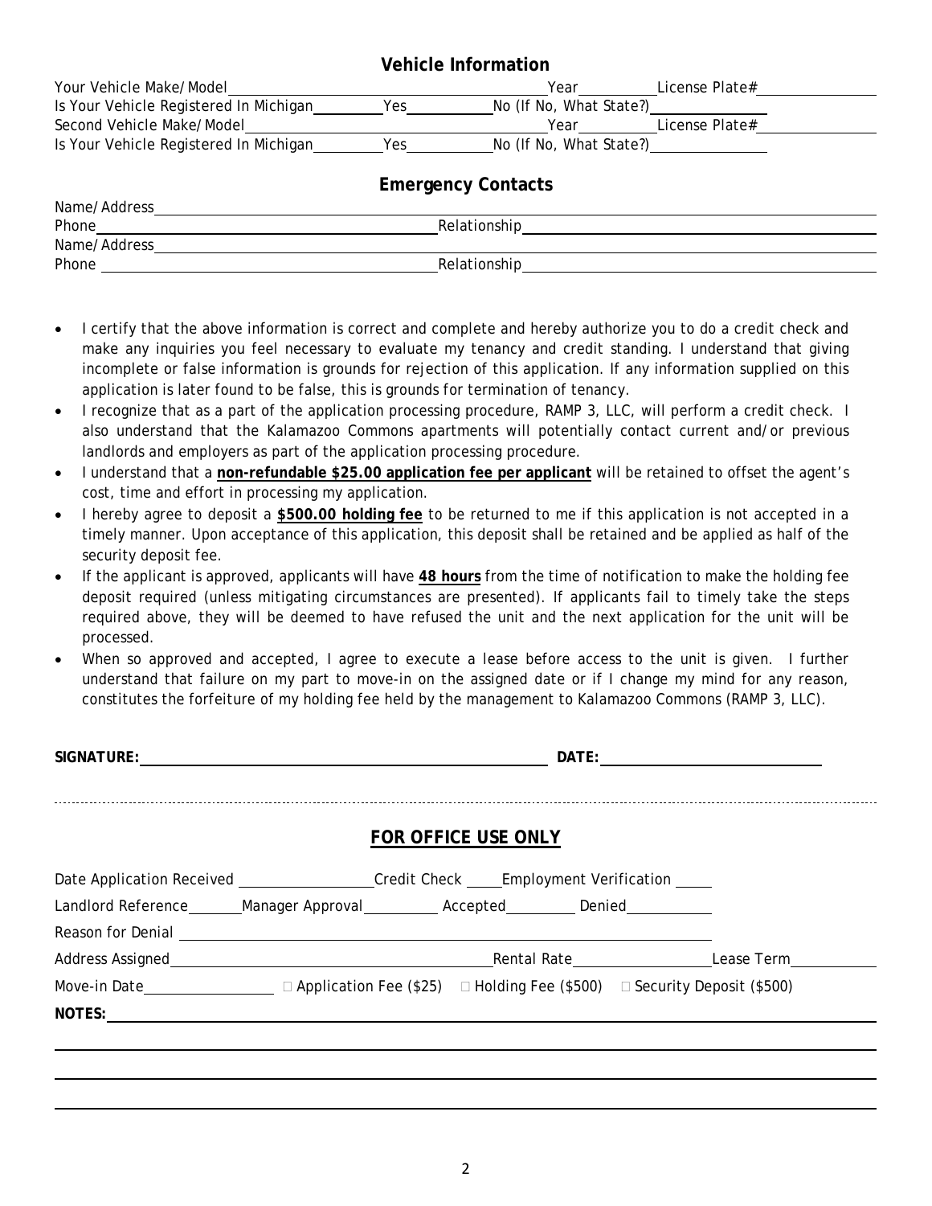## Vehicle Information

Your Vehicle Make/Model\_\_\_\_\_\_\_\_\_\_\_\_\_\_\_\_\_\_\_\_ Year\_\_\_\_\_\_\_\_ License Plate#\_\_\_\_\_\_\_\_\_\_

Is Your Vehicle Registered In Michigan\_\_\_\_\_\_\_\_Yes\_\_\_\_\_\_\_\_\_No (If No, What State?)\_\_\_\_\_\_\_\_\_\_

Second Vehicle Make/Model\_\_\_\_\_\_\_\_\_\_\_\_\_\_\_\_\_\_\_\_ Year\_\_\_\_\_\_\_\_ License Plate#\_\_\_\_\_\_\_\_\_\_

Is Your Vehicle Registered In Michigan\_\_\_\_\_\_\_\_Yes\_\_\_\_\_\_\_\_\_No (If No, What State?)\_\_\_\_\_\_\_\_\_\_

## Emergency Contacts

Name/Address\_\_\_\_\_\_\_\_\_\_\_\_\_\_\_\_\_\_\_\_\_\_\_\_\_\_\_\_\_\_\_\_\_\_\_\_\_\_\_\_

Phone\_\_\_\_\_\_\_\_\_\_\_\_\_\_\_\_\_\_\_\_ Relationship\_\_\_\_\_\_\_\_\_\_\_\_\_\_\_\_\_\_\_\_

Name/Address\_\_\_\_\_\_\_\_\_\_\_\_\_\_\_\_\_\_\_\_\_\_\_\_\_\_\_\_\_\_\_\_\_\_\_\_\_\_\_\_

Phone\_\_\_\_\_\_\_\_\_\_\_\_\_\_\_\_\_\_\_\_ Relationship\_\_\_\_\_\_\_\_\_\_\_\_\_\_\_\_\_\_\_\_

- I certify that the above information is correct and complete and hereby authorize you to do a credit check and make any inquiries you feel necessary to evaluate my tenancy and credit standing. I understand that giving incomplete or false information is grounds for rejection of this application. If any information supplied on this application is later found to be false, this is grounds for termination of tenancy.
- I recognize that as a part of the application processing procedure, RAMP 3, LLC, will perform a credit check. I also understand that the Kalamazoo Commons apartments will potentially contact current and/or previous landlords and employers as part of the application processing procedure.
- I understand that a **non-refundable $25.00 application fee per applicant** will be retained to offset the agent's cost, time and effort in processing my application.
- I hereby agree to deposit a **$500.00 holding fee** to be returned to me if this application is not accepted in a timely manner. Upon acceptance of this application, this deposit shall be retained and be applied as half of the security deposit fee.
- If the applicant is approved, applicants will have **48 hours** from the time of notification to make the holding fee deposit required (unless mitigating circumstances are presented). If applicants fail to timely take the steps required above, they will be deemed to have refused the unit and the next application for the unit will be processed.
- When so approved and accepted, I agree to execute a lease before access to the unit is given. I further understand that failure on my part to move-in on the assigned date or if I change my mind for any reason, constitutes the forfeiture of my holding fee held by the management to Kalamazoo Commons (RAMP 3, LLC).

**SIGNATURE:**\_\_\_\_\_\_\_\_\_\_\_\_\_\_\_\_\_\_\_\_\_\_\_\_\_\_\_\_ **DATE:**\_\_\_\_\_\_\_\_\_\_\_\_\_\_\_\_

## FOR OFFICE USE ONLY

Date Application Received \_\_\_\_\_\_\_\_\_\_ Credit Check \_\_\_\_ Employment Verification \_\_\_\_

Landlord Reference\_\_\_\_\_\_ Manager Approval\_\_\_\_\_\_\_ Accepted\_\_\_\_\_\_\_ Denied\_\_\_\_\_\_\_

Reason for Denial \_\_\_\_\_\_\_\_\_\_\_\_\_\_\_\_\_\_\_\_\_\_\_\_\_\_\_\_\_\_\_\_\_\_\_\_

Address Assigned\_\_\_\_\_\_\_\_\_\_\_\_\_\_\_\_\_\_\_\_ Rental Rate\_\_\_\_\_\_\_\_\_\_ Lease Term\_\_\_\_\_\_\_

Move-in Date\_\_\_\_\_\_\_\_\_\_ □ Application Fee ($25) □ Holding Fee ($500) □ Security Deposit ($500)

**NOTES:**\_\_\_\_\_\_\_\_\_\_\_\_\_\_\_\_\_\_\_\_\_\_\_\_\_\_\_\_\_\_\_\_\_\_\_\_\_\_\_\_